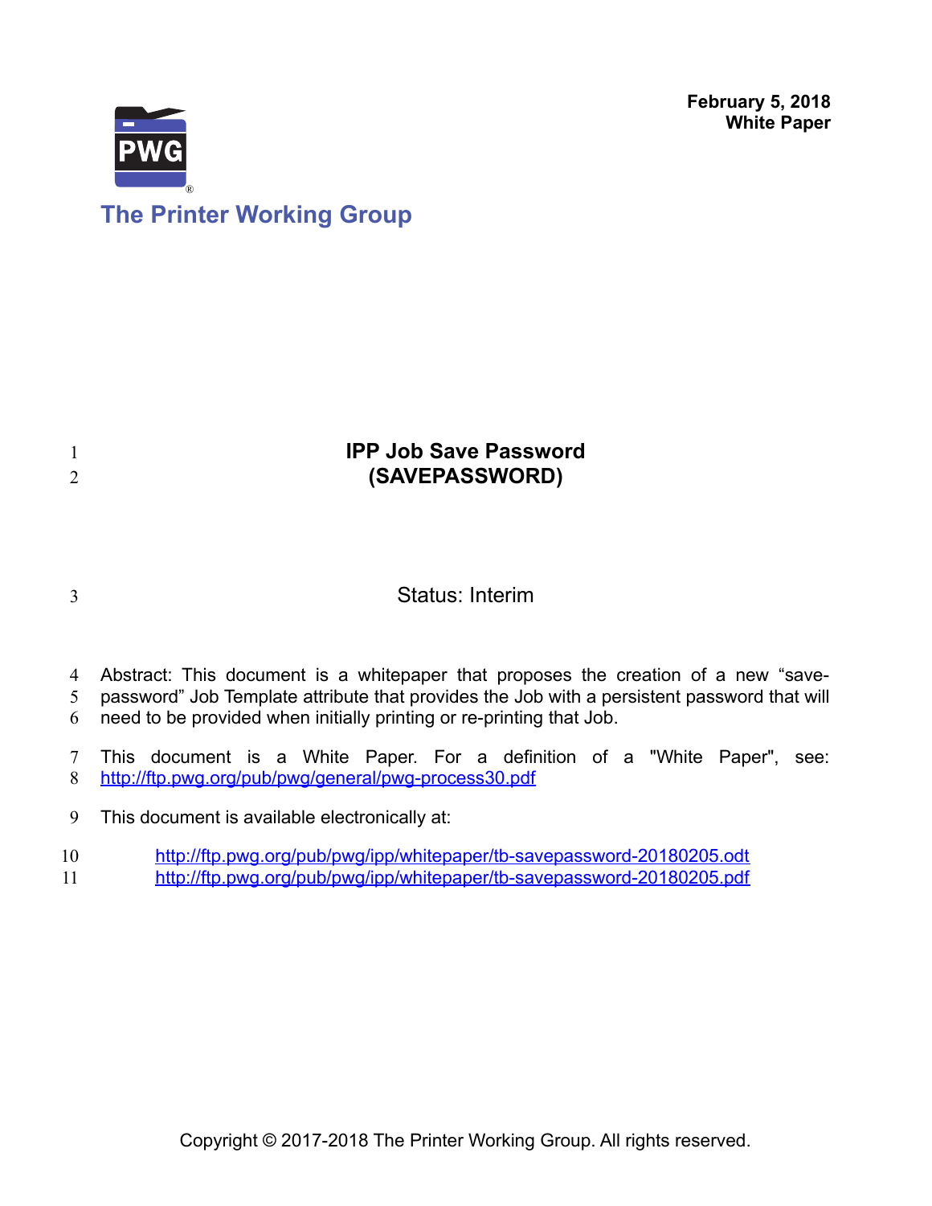February 5, 2018
**White Paper**

The Printer Working Group

# IPP Job Save Password (SAVEPASSWORD)

Status: Interim

Abstract: This document is a whitepaper that proposes the creation of a new “save-password” Job Template attribute that provides the Job with a persistent password that will need to be provided when initially printing or re-printing that Job.

This document is a White Paper. For a definition of a "White Paper", see: http://ftp.pwg.org/pub/pwg/general/pwg-process30.pdf

This document is available electronically at:

http://ftp.pwg.org/pub/pwg/ipp/whitepaper/tb-savepassword-20180205.odt
http://ftp.pwg.org/pub/pwg/ipp/whitepaper/tb-savepassword-20180205.pdf

Copyright © 2017-2018 The Printer Working Group. All rights reserved.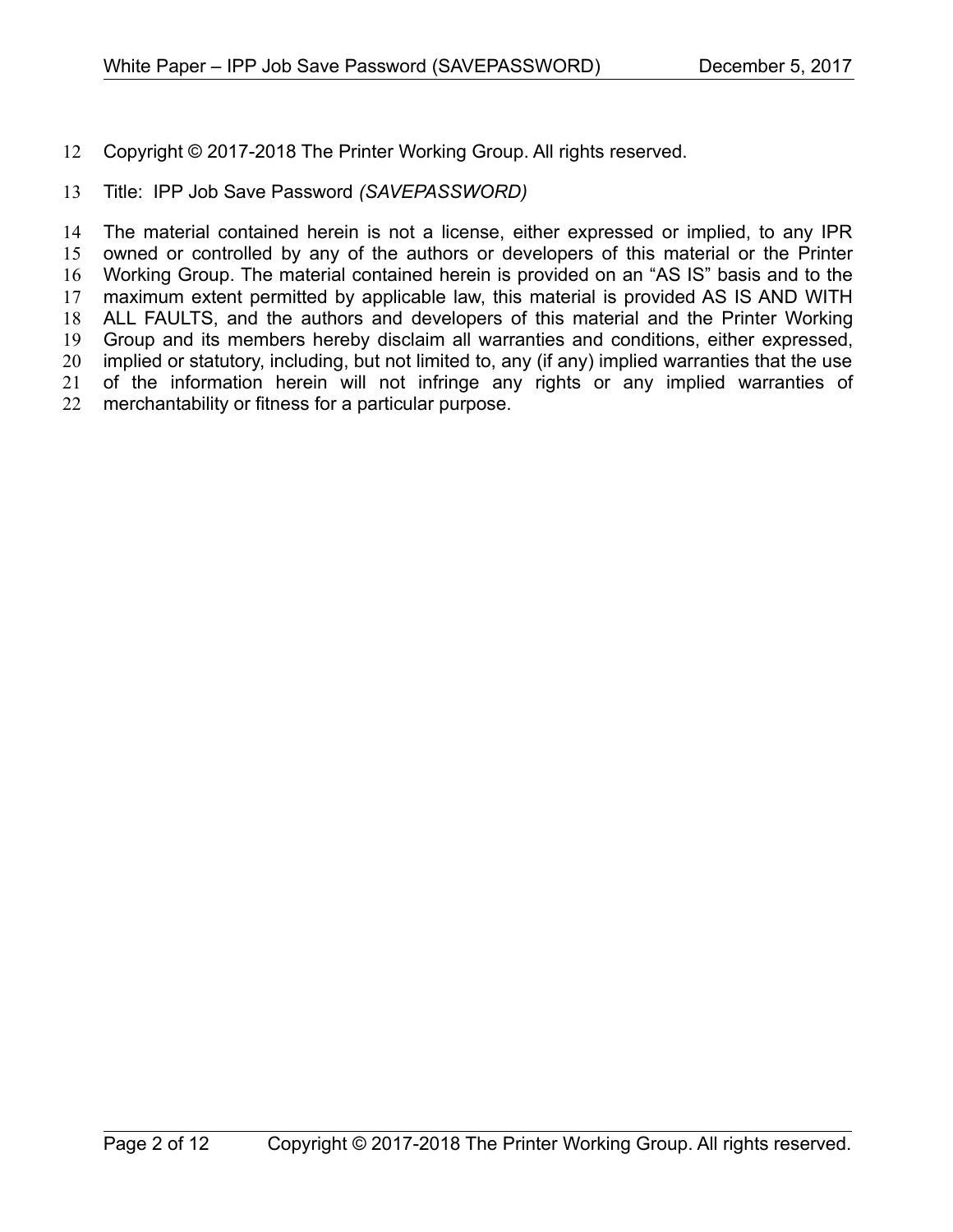Copyright © 2017-2018 The Printer Working Group. All rights reserved.

Title: IPP Job Save Password *(SAVEPASSWORD)*

The material contained herein is not a license, either expressed or implied, to any IPR owned or controlled by any of the authors or developers of this material or the Printer Working Group. The material contained herein is provided on an "AS IS" basis and to the maximum extent permitted by applicable law, this material is provided AS IS AND WITH ALL FAULTS, and the authors and developers of this material and the Printer Working Group and its members hereby disclaim all warranties and conditions, either expressed, implied or statutory, including, but not limited to, any (if any) implied warranties that the use of the information herein will not infringe any rights or any implied warranties of merchantability or fitness for a particular purpose.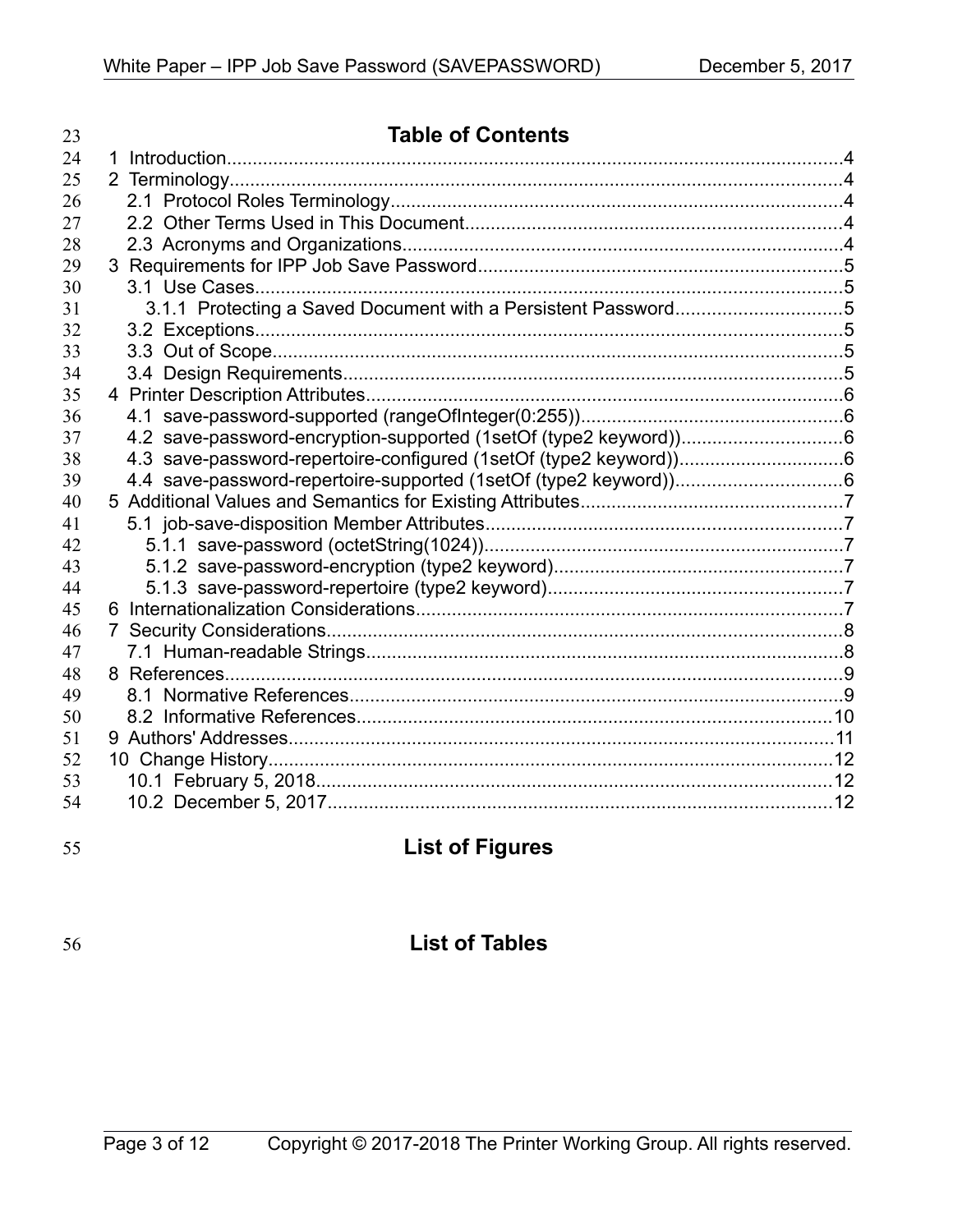# Table of Contents

1 Introduction....................................................................................................................4
2 Terminology....................................................................................................................4
  2.1 Protocol Roles Terminology........................................................................................4
  2.2 Other Terms Used in This Document..........................................................................4
  2.3 Acronyms and Organizations......................................................................................4
3 Requirements for IPP Job Save Password.......................................................................5
  3.1 Use Cases..................................................................................................................5
    3.1.1 Protecting a Saved Document with a Persistent Password...................................5
  3.2 Exceptions..................................................................................................................5
  3.3 Out of Scope...............................................................................................................5
  3.4 Design Requirements.................................................................................................5
4 Printer Description Attributes.............................................................................................6
  4.1 save-password-supported (rangeOfInteger(0:255))...................................................6
  4.2 save-password-encryption-supported (1setOf (type2 keyword))...............................6
  4.3 save-password-repertoire-configured (1setOf (type2 keyword))................................6
  4.4 save-password-repertoire-supported (1setOf (type2 keyword))................................6
5 Additional Values and Semantics for Existing Attributes...................................................7
  5.1 job-save-disposition Member Attributes.....................................................................7
    5.1.1 save-password (octetString(1024))......................................................................7
    5.1.2 save-password-encryption (type2 keyword).........................................................7
    5.1.3 save-password-repertoire (type2 keyword)..........................................................7
6 Internationalization Considerations..................................................................................7
7 Security Considerations....................................................................................................8
  7.1 Human-readable Strings............................................................................................8
8 References........................................................................................................................9
  8.1 Normative References................................................................................................9
  8.2 Informative References.............................................................................................10
9 Authors' Addresses..........................................................................................................11
10 Change History..............................................................................................................12
  10.1 February 5, 2018....................................................................................................12
  10.2 December 5, 2017..................................................................................................12

# List of Figures

# List of Tables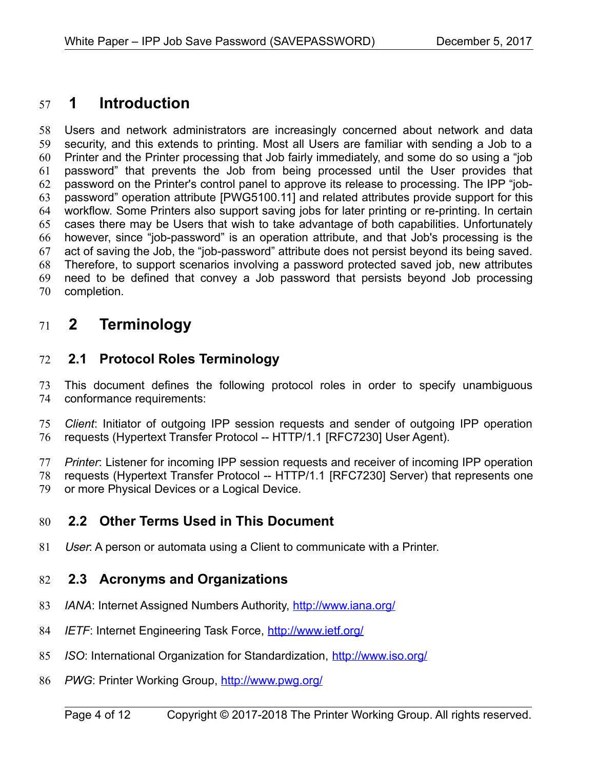# 1 Introduction

Users and network administrators are increasingly concerned about network and data security, and this extends to printing. Most all Users are familiar with sending a Job to a Printer and the Printer processing that Job fairly immediately, and some do so using a "job password" that prevents the Job from being processed until the User provides that password on the Printer's control panel to approve its release to processing. The IPP "job-password" operation attribute [PWG5100.11] and related attributes provide support for this workflow. Some Printers also support saving jobs for later printing or re-printing. In certain cases there may be Users that wish to take advantage of both capabilities. Unfortunately however, since "job-password" is an operation attribute, and that Job's processing is the act of saving the Job, the "job-password" attribute does not persist beyond its being saved. Therefore, to support scenarios involving a password protected saved job, new attributes need to be defined that convey a Job password that persists beyond Job processing completion.

# 2 Terminology

## 2.1 Protocol Roles Terminology

This document defines the following protocol roles in order to specify unambiguous conformance requirements:

*Client*: Initiator of outgoing IPP session requests and sender of outgoing IPP operation requests (Hypertext Transfer Protocol -- HTTP/1.1 [RFC7230] User Agent).

*Printer*: Listener for incoming IPP session requests and receiver of incoming IPP operation requests (Hypertext Transfer Protocol -- HTTP/1.1 [RFC7230] Server) that represents one or more Physical Devices or a Logical Device.

## 2.2 Other Terms Used in This Document

*User*: A person or automata using a Client to communicate with a Printer.

## 2.3 Acronyms and Organizations

*IANA*: Internet Assigned Numbers Authority, http://www.iana.org/

*IETF*: Internet Engineering Task Force, http://www.ietf.org/

*ISO*: International Organization for Standardization, http://www.iso.org/

*PWG*: Printer Working Group, http://www.pwg.org/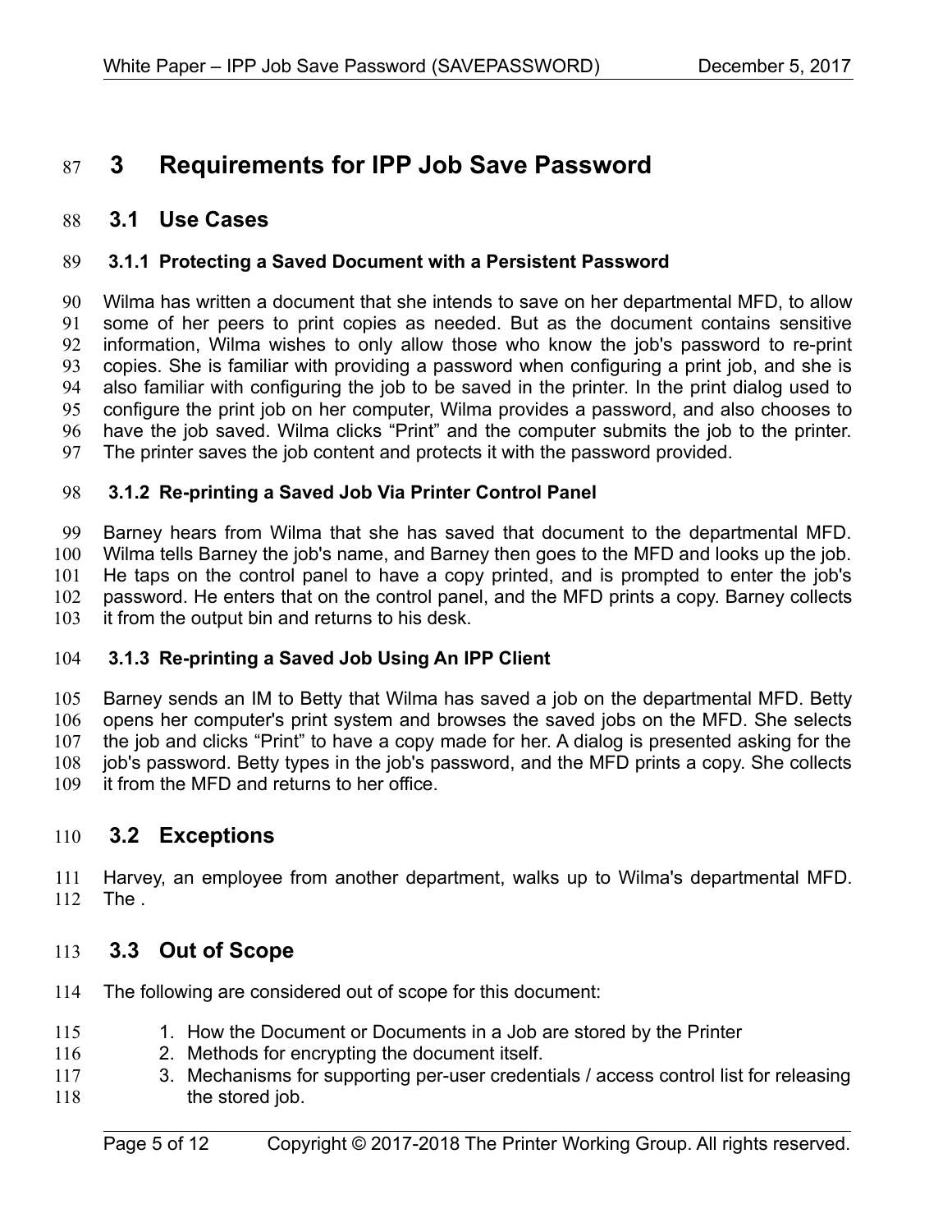# 3 Requirements for IPP Job Save Password

## 3.1 Use Cases

### 3.1.1 Protecting a Saved Document with a Persistent Password

Wilma has written a document that she intends to save on her departmental MFD, to allow some of her peers to print copies as needed. But as the document contains sensitive information, Wilma wishes to only allow those who know the job's password to re-print copies. She is familiar with providing a password when configuring a print job, and she is also familiar with configuring the job to be saved in the printer. In the print dialog used to configure the print job on her computer, Wilma provides a password, and also chooses to have the job saved. Wilma clicks "Print" and the computer submits the job to the printer. The printer saves the job content and protects it with the password provided.

### 3.1.2 Re-printing a Saved Job Via Printer Control Panel

Barney hears from Wilma that she has saved that document to the departmental MFD. Wilma tells Barney the job's name, and Barney then goes to the MFD and looks up the job. He taps on the control panel to have a copy printed, and is prompted to enter the job's password. He enters that on the control panel, and the MFD prints a copy. Barney collects it from the output bin and returns to his desk.

### 3.1.3 Re-printing a Saved Job Using An IPP Client

Barney sends an IM to Betty that Wilma has saved a job on the departmental MFD. Betty opens her computer's print system and browses the saved jobs on the MFD. She selects the job and clicks "Print" to have a copy made for her. A dialog is presented asking for the job's password. Betty types in the job's password, and the MFD prints a copy. She collects it from the MFD and returns to her office.

## 3.2 Exceptions

Harvey, an employee from another department, walks up to Wilma's departmental MFD. The .

## 3.3 Out of Scope

The following are considered out of scope for this document:

1. How the Document or Documents in a Job are stored by the Printer
2. Methods for encrypting the document itself.
3. Mechanisms for supporting per-user credentials / access control list for releasing the stored job.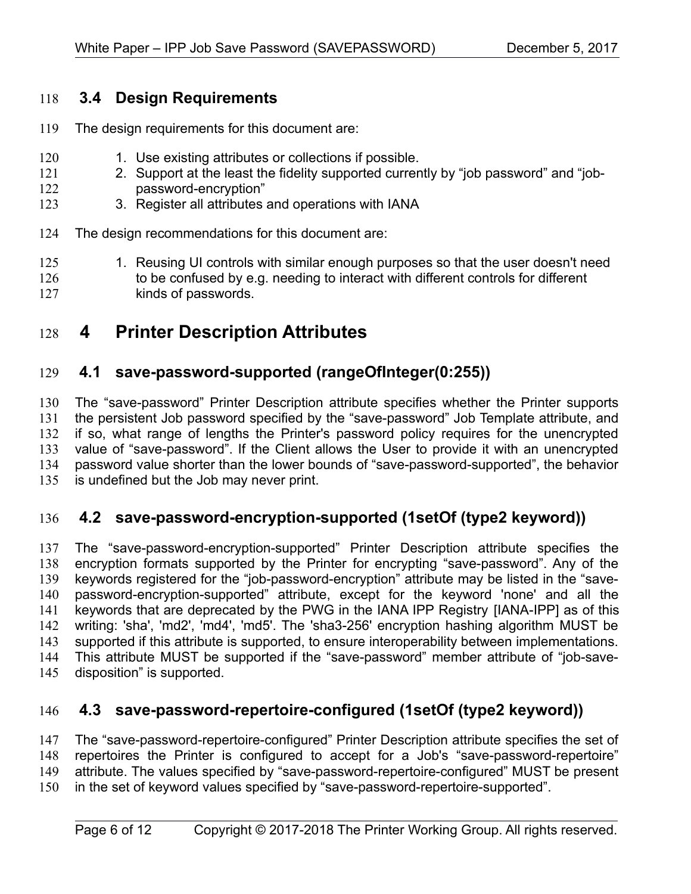### 3.4 Design Requirements

The design requirements for this document are:

1. Use existing attributes or collections if possible.
2. Support at the least the fidelity supported currently by “job password” and “job-password-encryption”
3. Register all attributes and operations with IANA

The design recommendations for this document are:

1. Reusing UI controls with similar enough purposes so that the user doesn't need to be confused by e.g. needing to interact with different controls for different kinds of passwords.

# 4 Printer Description Attributes

## 4.1 save-password-supported (rangeOfInteger(0:255))

The “save-password” Printer Description attribute specifies whether the Printer supports the persistent Job password specified by the “save-password” Job Template attribute, and if so, what range of lengths the Printer's password policy requires for the unencrypted value of “save-password”. If the Client allows the User to provide it with an unencrypted password value shorter than the lower bounds of “save-password-supported”, the behavior is undefined but the Job may never print.

## 4.2 save-password-encryption-supported (1setOf (type2 keyword))

The “save-password-encryption-supported” Printer Description attribute specifies the encryption formats supported by the Printer for encrypting “save-password”. Any of the keywords registered for the “job-password-encryption” attribute may be listed in the “save-password-encryption-supported” attribute, except for the keyword 'none' and all the keywords that are deprecated by the PWG in the IANA IPP Registry [IANA-IPP] as of this writing: 'sha', 'md2', 'md4', 'md5'. The 'sha3-256' encryption hashing algorithm MUST be supported if this attribute is supported, to ensure interoperability between implementations. This attribute MUST be supported if the “save-password” member attribute of “job-save-disposition” is supported.

## 4.3 save-password-repertoire-configured (1setOf (type2 keyword))

The “save-password-repertoire-configured” Printer Description attribute specifies the set of repertoires the Printer is configured to accept for a Job's “save-password-repertoire” attribute. The values specified by “save-password-repertoire-configured” MUST be present in the set of keyword values specified by “save-password-repertoire-supported”.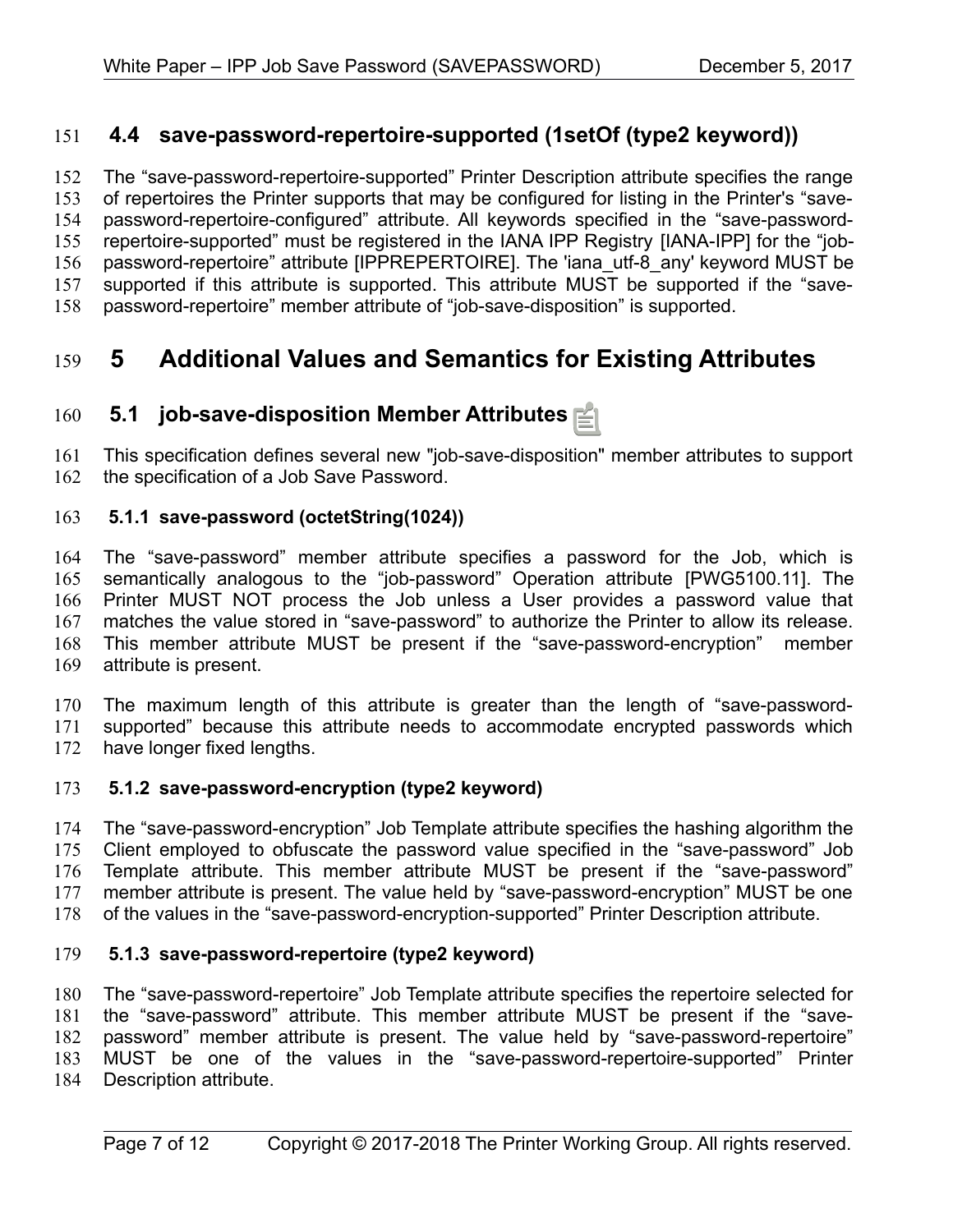### 4.4 save-password-repertoire-supported (1setOf (type2 keyword))

The "save-password-repertoire-supported" Printer Description attribute specifies the range of repertoires the Printer supports that may be configured for listing in the Printer's "save-password-repertoire-configured" attribute. All keywords specified in the "save-password-repertoire-supported" must be registered in the IANA IPP Registry [IANA-IPP] for the "job-password-repertoire" attribute [IPPREPERTOIRE]. The 'iana_utf-8_any' keyword MUST be supported if this attribute is supported. This attribute MUST be supported if the "save-password-repertoire" member attribute of "job-save-disposition" is supported.

# 5 Additional Values and Semantics for Existing Attributes

## 5.1 job-save-disposition Member Attributes

This specification defines several new "job-save-disposition" member attributes to support the specification of a Job Save Password.

### 5.1.1 save-password (octetString(1024))

The "save-password" member attribute specifies a password for the Job, which is semantically analogous to the "job-password" Operation attribute [PWG5100.11]. The Printer MUST NOT process the Job unless a User provides a password value that matches the value stored in "save-password" to authorize the Printer to allow its release. This member attribute MUST be present if the "save-password-encryption" member attribute is present.

The maximum length of this attribute is greater than the length of "save-password-supported" because this attribute needs to accommodate encrypted passwords which have longer fixed lengths.

### 5.1.2 save-password-encryption (type2 keyword)

The "save-password-encryption" Job Template attribute specifies the hashing algorithm the Client employed to obfuscate the password value specified in the "save-password" Job Template attribute. This member attribute MUST be present if the "save-password" member attribute is present. The value held by "save-password-encryption" MUST be one of the values in the "save-password-encryption-supported" Printer Description attribute.

### 5.1.3 save-password-repertoire (type2 keyword)

The "save-password-repertoire" Job Template attribute specifies the repertoire selected for the "save-password" attribute. This member attribute MUST be present if the "save-password" member attribute is present. The value held by "save-password-repertoire" MUST be one of the values in the "save-password-repertoire-supported" Printer Description attribute.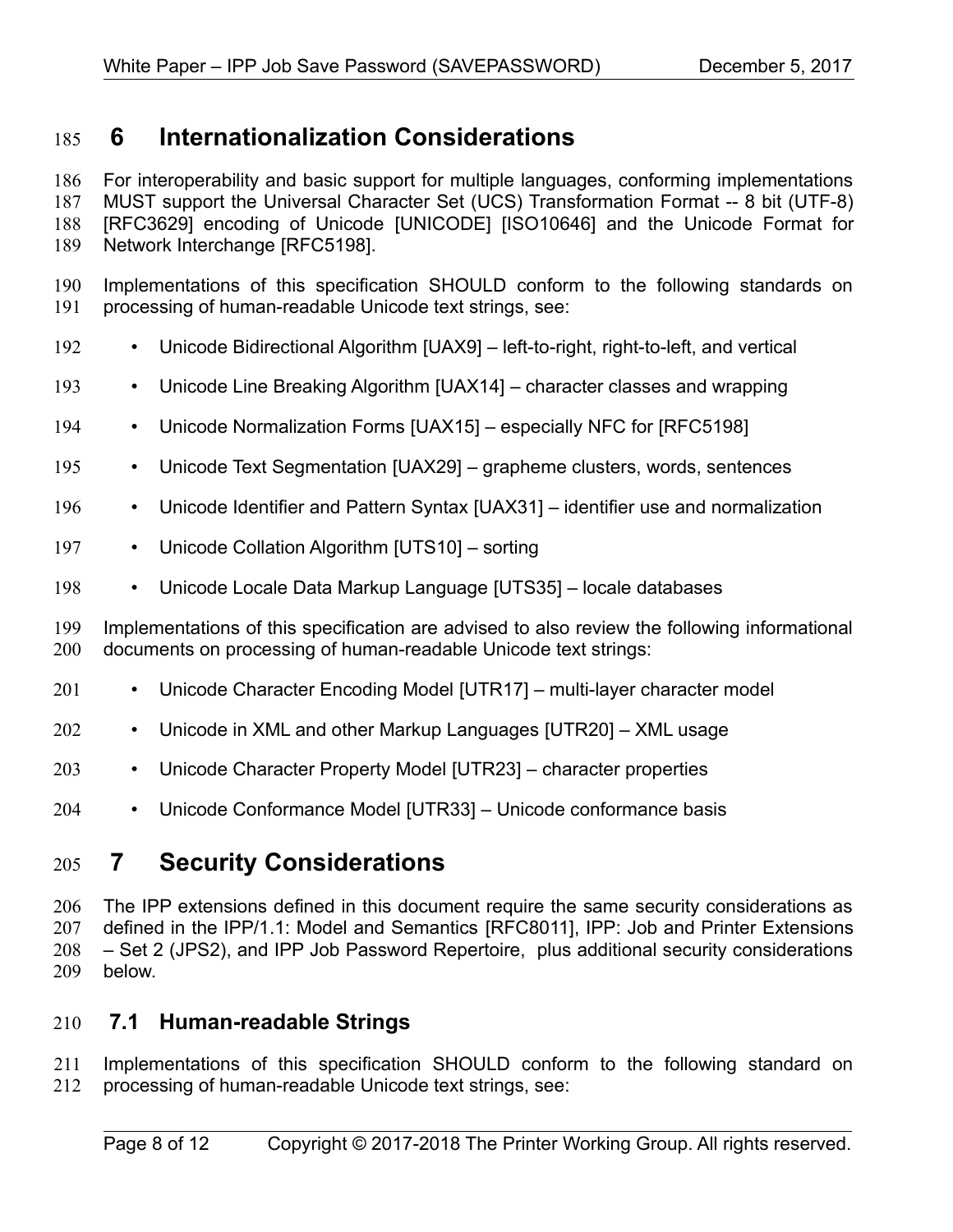# 6 Internationalization Considerations

For interoperability and basic support for multiple languages, conforming implementations MUST support the Universal Character Set (UCS) Transformation Format -- 8 bit (UTF-8) [RFC3629] encoding of Unicode [UNICODE] [ISO10646] and the Unicode Format for Network Interchange [RFC5198].

Implementations of this specification SHOULD conform to the following standards on processing of human-readable Unicode text strings, see:

- Unicode Bidirectional Algorithm [UAX9] – left-to-right, right-to-left, and vertical
- Unicode Line Breaking Algorithm [UAX14] – character classes and wrapping
- Unicode Normalization Forms [UAX15] – especially NFC for [RFC5198]
- Unicode Text Segmentation [UAX29] – grapheme clusters, words, sentences
- Unicode Identifier and Pattern Syntax [UAX31] – identifier use and normalization
- Unicode Collation Algorithm [UTS10] – sorting
- Unicode Locale Data Markup Language [UTS35] – locale databases

Implementations of this specification are advised to also review the following informational documents on processing of human-readable Unicode text strings:

- Unicode Character Encoding Model [UTR17] – multi-layer character model
- Unicode in XML and other Markup Languages [UTR20] – XML usage
- Unicode Character Property Model [UTR23] – character properties
- Unicode Conformance Model [UTR33] – Unicode conformance basis

# 7 Security Considerations

The IPP extensions defined in this document require the same security considerations as defined in the IPP/1.1: Model and Semantics [RFC8011], IPP: Job and Printer Extensions – Set 2 (JPS2), and IPP Job Password Repertoire, plus additional security considerations below.

## 7.1 Human-readable Strings

Implementations of this specification SHOULD conform to the following standard on processing of human-readable Unicode text strings, see: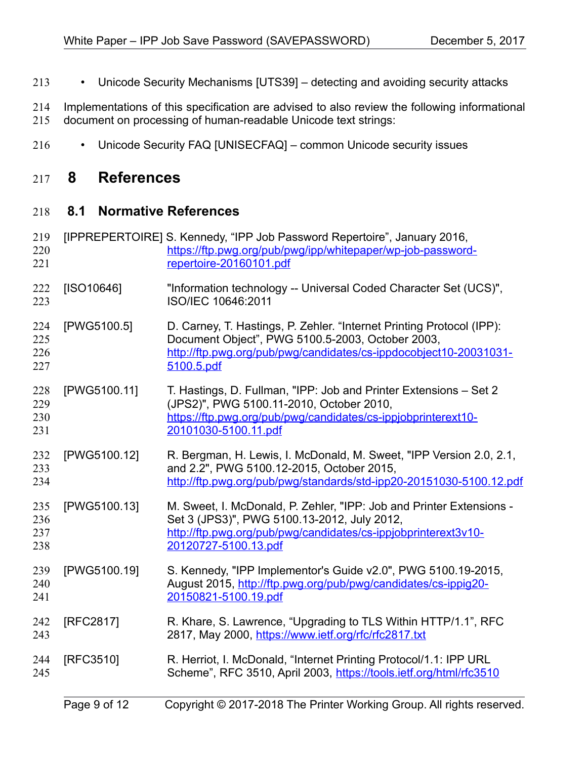- Unicode Security Mechanisms [UTS39] – detecting and avoiding security attacks

Implementations of this specification are advised to also review the following informational document on processing of human-readable Unicode text strings:

- Unicode Security FAQ [UNISECFAQ] – common Unicode security issues

# 8 References

## 8.1 Normative References

[IPPREPERTOIRE] S. Kennedy, “IPP Job Password Repertoire”, January 2016, https://ftp.pwg.org/pub/pwg/ipp/whitepaper/wp-job-password-repertoire-20160101.pdf

[ISO10646] "Information technology -- Universal Coded Character Set (UCS)", ISO/IEC 10646:2011

[PWG5100.5] D. Carney, T. Hastings, P. Zehler. “Internet Printing Protocol (IPP): Document Object”, PWG 5100.5-2003, October 2003, http://ftp.pwg.org/pub/pwg/candidates/cs-ippdocobject10-20031031-5100.5.pdf

[PWG5100.11] T. Hastings, D. Fullman, "IPP: Job and Printer Extensions – Set 2 (JPS2)", PWG 5100.11-2010, October 2010, https://ftp.pwg.org/pub/pwg/candidates/cs-ippjobprinterext10-20101030-5100.11.pdf

[PWG5100.12] R. Bergman, H. Lewis, I. McDonald, M. Sweet, "IPP Version 2.0, 2.1, and 2.2", PWG 5100.12-2015, October 2015, http://ftp.pwg.org/pub/pwg/standards/std-ipp20-20151030-5100.12.pdf

[PWG5100.13] M. Sweet, I. McDonald, P. Zehler, "IPP: Job and Printer Extensions - Set 3 (JPS3)", PWG 5100.13-2012, July 2012, http://ftp.pwg.org/pub/pwg/candidates/cs-ippjobprinterext3v10-20120727-5100.13.pdf

[PWG5100.19] S. Kennedy, "IPP Implementor's Guide v2.0", PWG 5100.19-2015, August 2015, http://ftp.pwg.org/pub/pwg/candidates/cs-ippig20-20150821-5100.19.pdf

[RFC2817] R. Khare, S. Lawrence, “Upgrading to TLS Within HTTP/1.1”, RFC 2817, May 2000, https://www.ietf.org/rfc/rfc2817.txt

[RFC3510] R. Herriot, I. McDonald, “Internet Printing Protocol/1.1: IPP URL Scheme”, RFC 3510, April 2003, https://tools.ietf.org/html/rfc3510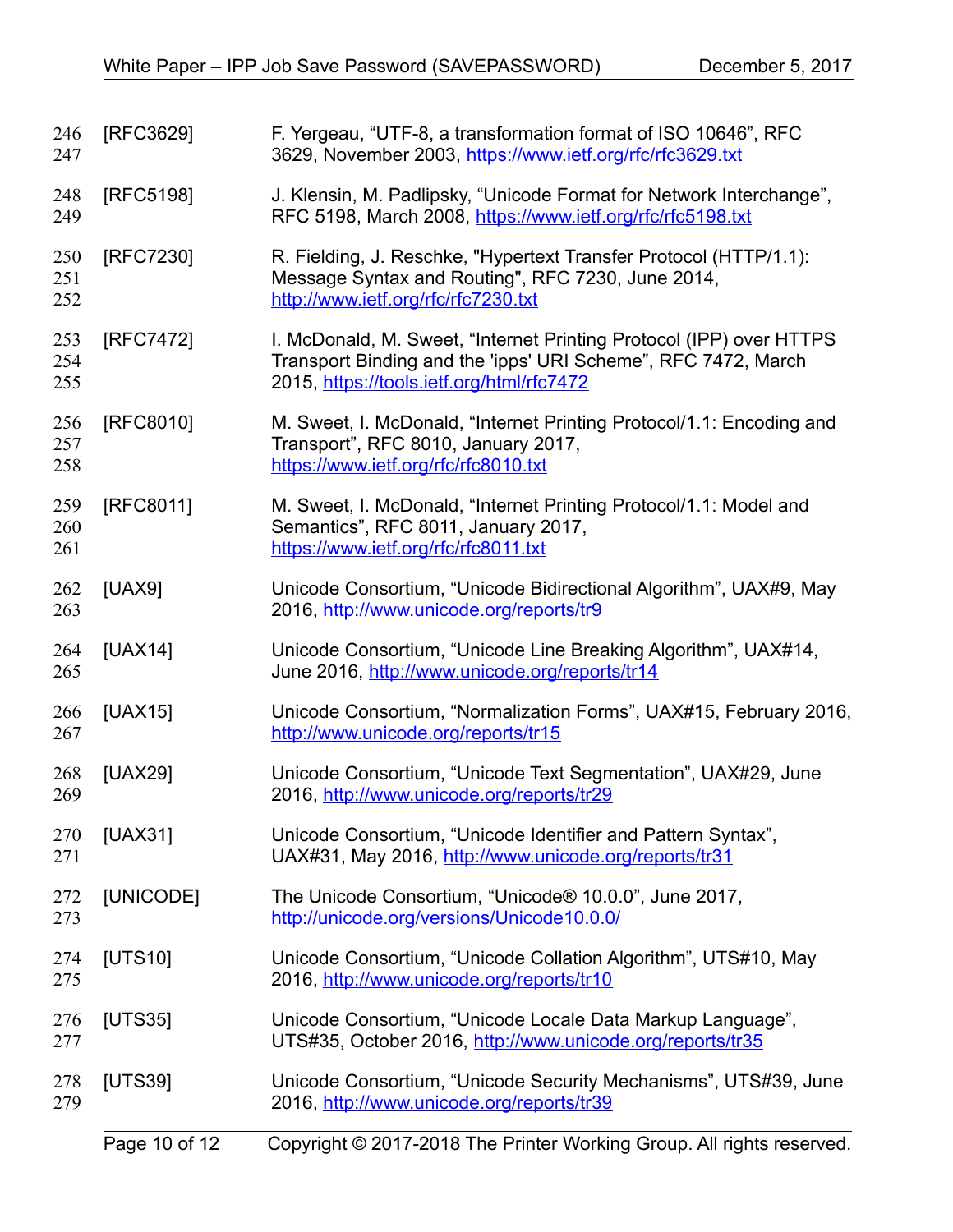[RFC3629] F. Yergeau, "UTF-8, a transformation format of ISO 10646", RFC 3629, November 2003, https://www.ietf.org/rfc/rfc3629.txt

[RFC5198] J. Klensin, M. Padlipsky, "Unicode Format for Network Interchange", RFC 5198, March 2008, https://www.ietf.org/rfc/rfc5198.txt

[RFC7230] R. Fielding, J. Reschke, "Hypertext Transfer Protocol (HTTP/1.1): Message Syntax and Routing", RFC 7230, June 2014, http://www.ietf.org/rfc/rfc7230.txt

[RFC7472] I. McDonald, M. Sweet, "Internet Printing Protocol (IPP) over HTTPS Transport Binding and the 'ipps' URI Scheme", RFC 7472, March 2015, https://tools.ietf.org/html/rfc7472

[RFC8010] M. Sweet, I. McDonald, "Internet Printing Protocol/1.1: Encoding and Transport", RFC 8010, January 2017, https://www.ietf.org/rfc/rfc8010.txt

[RFC8011] M. Sweet, I. McDonald, "Internet Printing Protocol/1.1: Model and Semantics", RFC 8011, January 2017, https://www.ietf.org/rfc/rfc8011.txt

[UAX9] Unicode Consortium, "Unicode Bidirectional Algorithm", UAX#9, May 2016, http://www.unicode.org/reports/tr9

[UAX14] Unicode Consortium, "Unicode Line Breaking Algorithm", UAX#14, June 2016, http://www.unicode.org/reports/tr14

[UAX15] Unicode Consortium, "Normalization Forms", UAX#15, February 2016, http://www.unicode.org/reports/tr15

[UAX29] Unicode Consortium, "Unicode Text Segmentation", UAX#29, June 2016, http://www.unicode.org/reports/tr29

[UAX31] Unicode Consortium, "Unicode Identifier and Pattern Syntax", UAX#31, May 2016, http://www.unicode.org/reports/tr31

[UNICODE] The Unicode Consortium, "Unicode® 10.0.0", June 2017, http://unicode.org/versions/Unicode10.0.0/

[UTS10] Unicode Consortium, "Unicode Collation Algorithm", UTS#10, May 2016, http://www.unicode.org/reports/tr10

[UTS35] Unicode Consortium, "Unicode Locale Data Markup Language", UTS#35, October 2016, http://www.unicode.org/reports/tr35

[UTS39] Unicode Consortium, "Unicode Security Mechanisms", UTS#39, June 2016, http://www.unicode.org/reports/tr39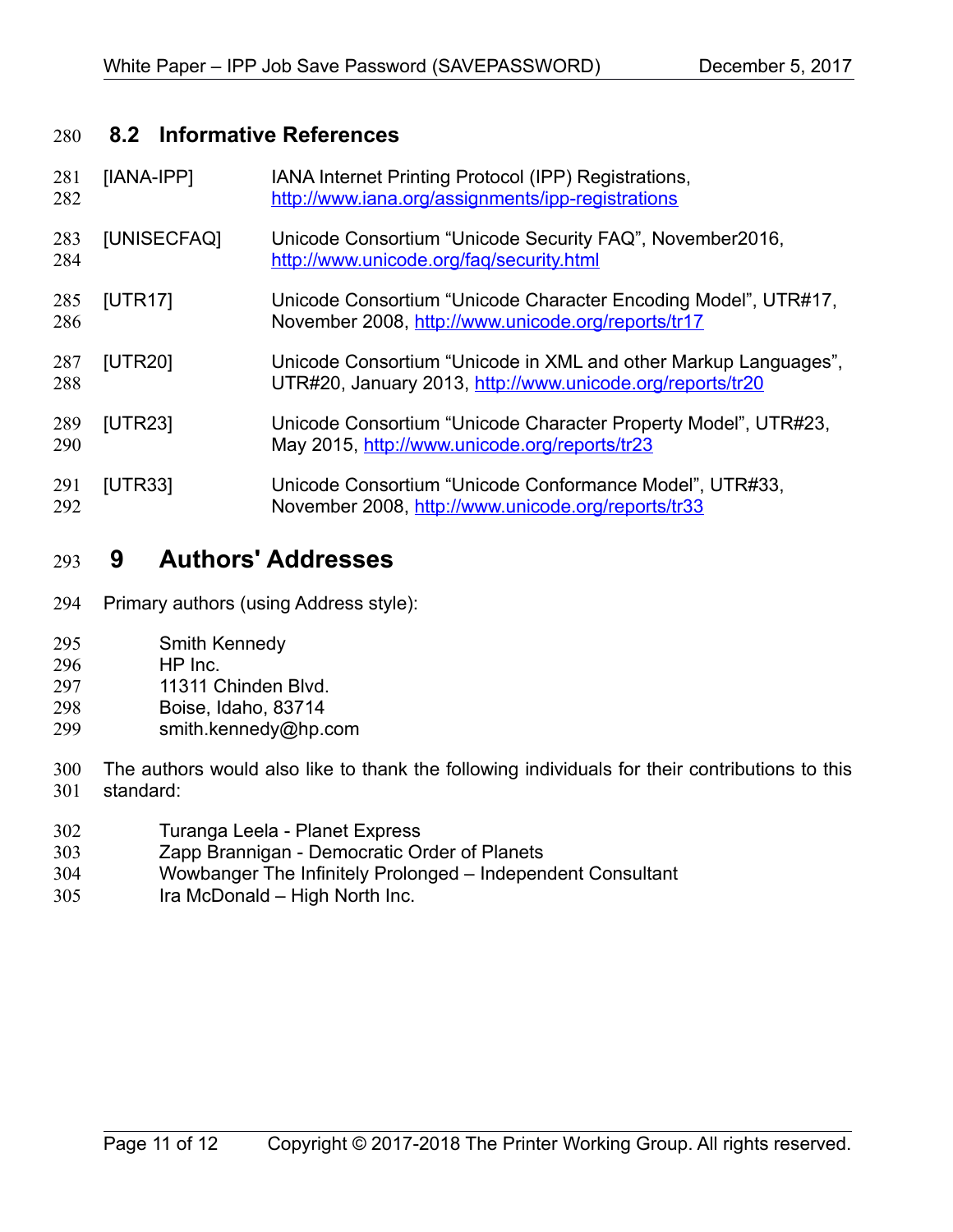### 8.2 Informative References

[IANA-IPP] IANA Internet Printing Protocol (IPP) Registrations, http://www.iana.org/assignments/ipp-registrations

[UNISECFAQ] Unicode Consortium “Unicode Security FAQ”, November2016, http://www.unicode.org/faq/security.html

[UTR17] Unicode Consortium “Unicode Character Encoding Model”, UTR#17, November 2008, http://www.unicode.org/reports/tr17

[UTR20] Unicode Consortium “Unicode in XML and other Markup Languages”, UTR#20, January 2013, http://www.unicode.org/reports/tr20

[UTR23] Unicode Consortium “Unicode Character Property Model”, UTR#23, May 2015, http://www.unicode.org/reports/tr23

[UTR33] Unicode Consortium “Unicode Conformance Model”, UTR#33, November 2008, http://www.unicode.org/reports/tr33

## 9 Authors' Addresses

Primary authors (using Address style):

Smith Kennedy
HP Inc.
11311 Chinden Blvd.
Boise, Idaho, 83714
smith.kennedy@hp.com

The authors would also like to thank the following individuals for their contributions to this standard:

Turanga Leela - Planet Express
Zapp Brannigan - Democratic Order of Planets
Wowbanger The Infinitely Prolonged – Independent Consultant
Ira McDonald – High North Inc.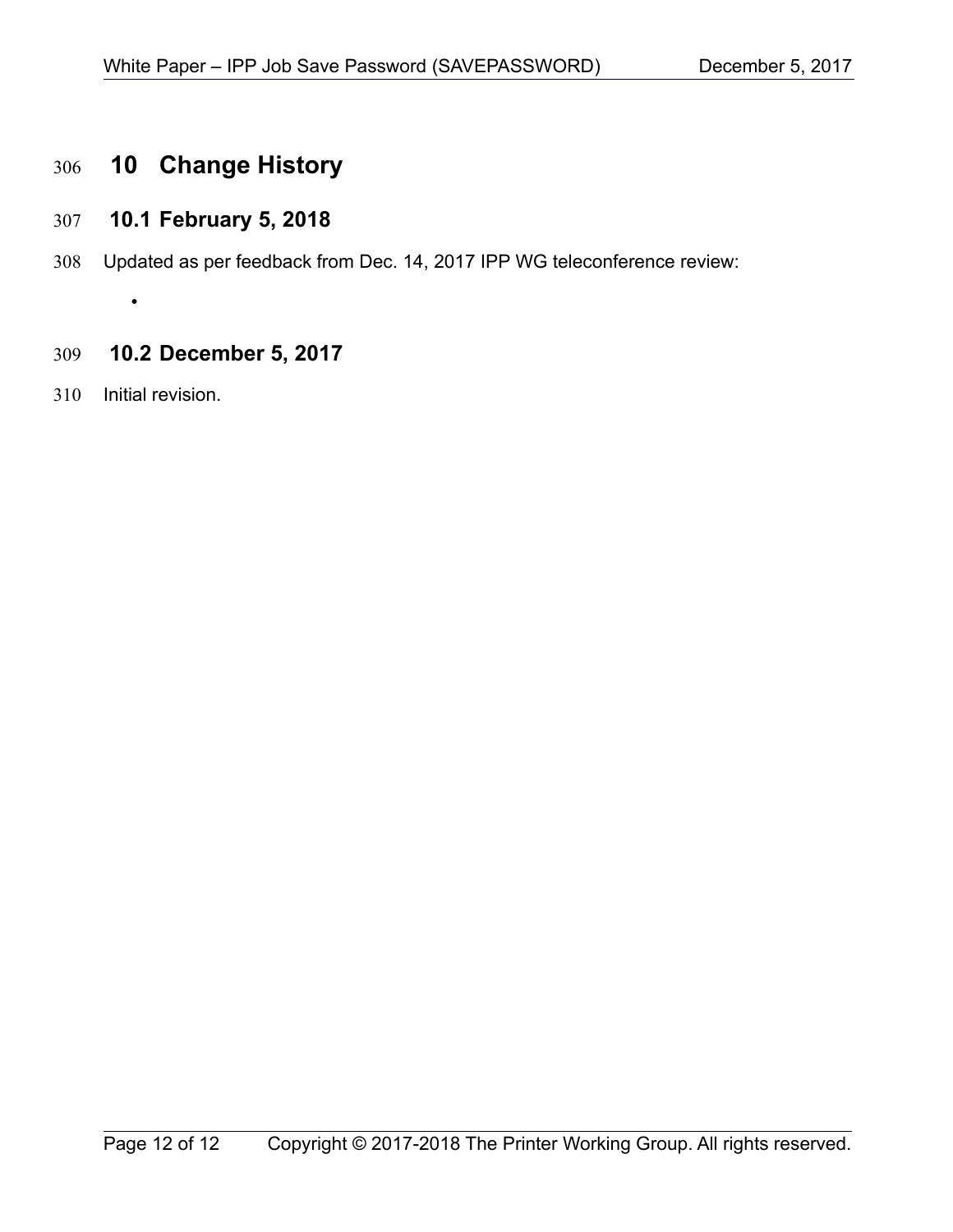# 10 Change History

## 10.1 February 5, 2018

Updated as per feedback from Dec. 14, 2017 IPP WG teleconference review:

- 

## 10.2 December 5, 2017

Initial revision.